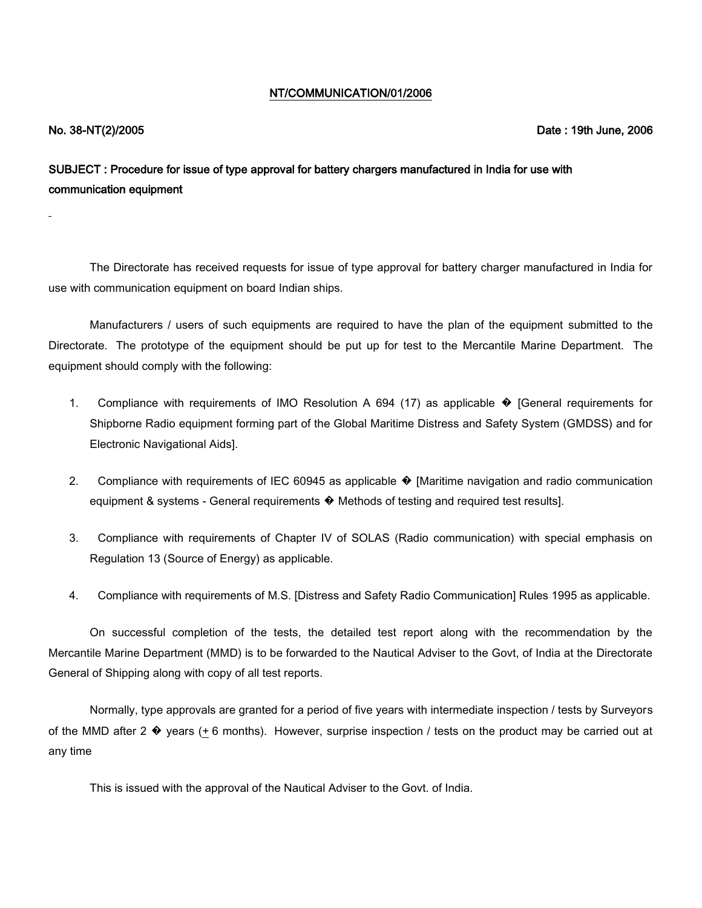NT/COMMUNICATION/01/2006

**No. 38-NT(2)/2005** **Date : 19th June, 2006**

**SUBJECT : Procedure for issue of type approval for battery chargers manufactured in India for use with communication equipment**

The Directorate has received requests for issue of type approval for battery charger manufactured in India for use with communication equipment on board Indian ships.

Manufacturers / users of such equipments are required to have the plan of the equipment submitted to the Directorate. The prototype of the equipment should be put up for test to the Mercantile Marine Department. The equipment should comply with the following:

1. Compliance with requirements of IMO Resolution A 694 (17) as applicable � [General requirements for Shipborne Radio equipment forming part of the Global Maritime Distress and Safety System (GMDSS) and for Electronic Navigational Aids].

2. Compliance with requirements of IEC 60945 as applicable � [Maritime navigation and radio communication equipment & systems - General requirements � Methods of testing and required test results].

3. Compliance with requirements of Chapter IV of SOLAS (Radio communication) with special emphasis on Regulation 13 (Source of Energy) as applicable.

4. Compliance with requirements of M.S. [Distress and Safety Radio Communication] Rules 1995 as applicable.

On successful completion of the tests, the detailed test report along with the recommendation by the Mercantile Marine Department (MMD) is to be forwarded to the Nautical Adviser to the Govt, of India at the Directorate General of Shipping along with copy of all test reports.

Normally, type approvals are granted for a period of five years with intermediate inspection / tests by Surveyors of the MMD after 2 � years (± 6 months). However, surprise inspection / tests on the product may be carried out at any time

This is issued with the approval of the Nautical Adviser to the Govt. of India.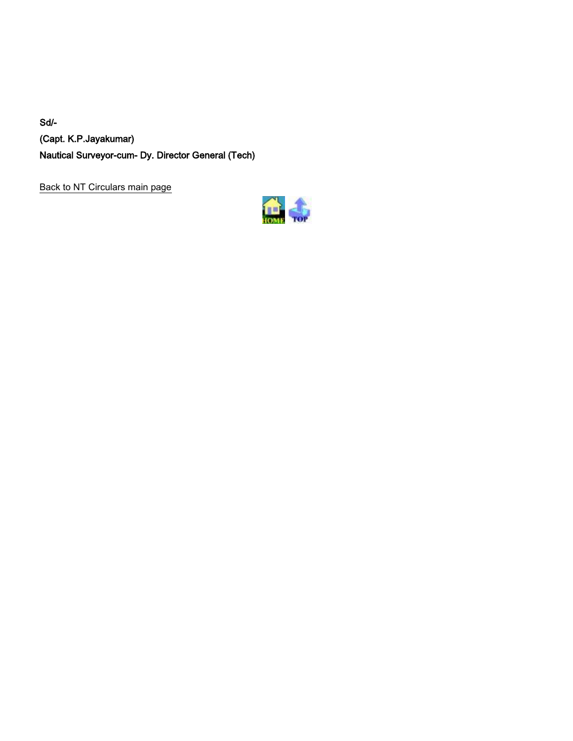Sd/-

(Capt. K.P.Jayakumar)

Nautical Surveyor-cum- Dy. Director General (Tech)

Back to NT Circulars main page